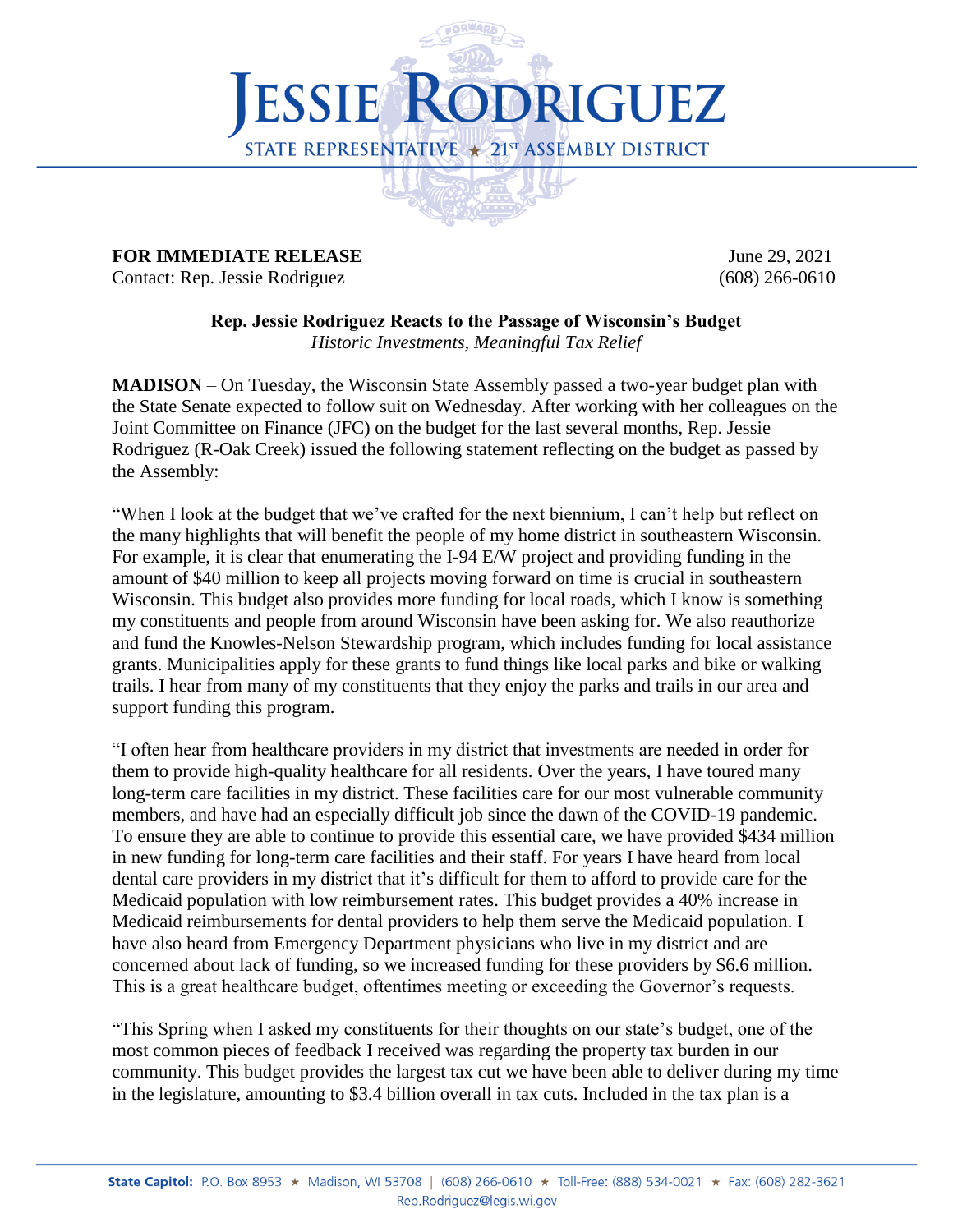# JESSIE RODRIGUEZ

STATE REPRESENTATIVE ★ 21ST ASSEMBLY DISTRICT

**FOR IMMEDIATE RELEASE** June 29, 2021

Contact: Rep. Jessie Rodriguez (608) 266-0610

**Rep. Jessie Rodriguez Reacts to the Passage of Wisconsin's Budget**

*Historic Investments, Meaningful Tax Relief*

**MADISON** – On Tuesday, the Wisconsin State Assembly passed a two-year budget plan with the State Senate expected to follow suit on Wednesday. After working with her colleagues on the Joint Committee on Finance (JFC) on the budget for the last several months, Rep. Jessie Rodriguez (R-Oak Creek) issued the following statement reflecting on the budget as passed by the Assembly:

"When I look at the budget that we've crafted for the next biennium, I can't help but reflect on the many highlights that will benefit the people of my home district in southeastern Wisconsin. For example, it is clear that enumerating the I-94 E/W project and providing funding in the amount of $40 million to keep all projects moving forward on time is crucial in southeastern Wisconsin. This budget also provides more funding for local roads, which I know is something my constituents and people from around Wisconsin have been asking for. We also reauthorize and fund the Knowles-Nelson Stewardship program, which includes funding for local assistance grants. Municipalities apply for these grants to fund things like local parks and bike or walking trails. I hear from many of my constituents that they enjoy the parks and trails in our area and support funding this program.

"I often hear from healthcare providers in my district that investments are needed in order for them to provide high-quality healthcare for all residents. Over the years, I have toured many long-term care facilities in my district. These facilities care for our most vulnerable community members, and have had an especially difficult job since the dawn of the COVID-19 pandemic. To ensure they are able to continue to provide this essential care, we have provided $434 million in new funding for long-term care facilities and their staff. For years I have heard from local dental care providers in my district that it's difficult for them to afford to provide care for the Medicaid population with low reimbursement rates. This budget provides a 40% increase in Medicaid reimbursements for dental providers to help them serve the Medicaid population. I have also heard from Emergency Department physicians who live in my district and are concerned about lack of funding, so we increased funding for these providers by $6.6 million. This is a great healthcare budget, oftentimes meeting or exceeding the Governor's requests.

"This Spring when I asked my constituents for their thoughts on our state's budget, one of the most common pieces of feedback I received was regarding the property tax burden in our community. This budget provides the largest tax cut we have been able to deliver during my time in the legislature, amounting to $3.4 billion overall in tax cuts. Included in the tax plan is a

**State Capitol:** P.O. Box 8953 ★ Madison, WI 53708 | (608) 266-0610 ★ Toll-Free: (888) 534-0021 ★ Fax: (608) 282-3621
Rep.Rodriguez@legis.wi.gov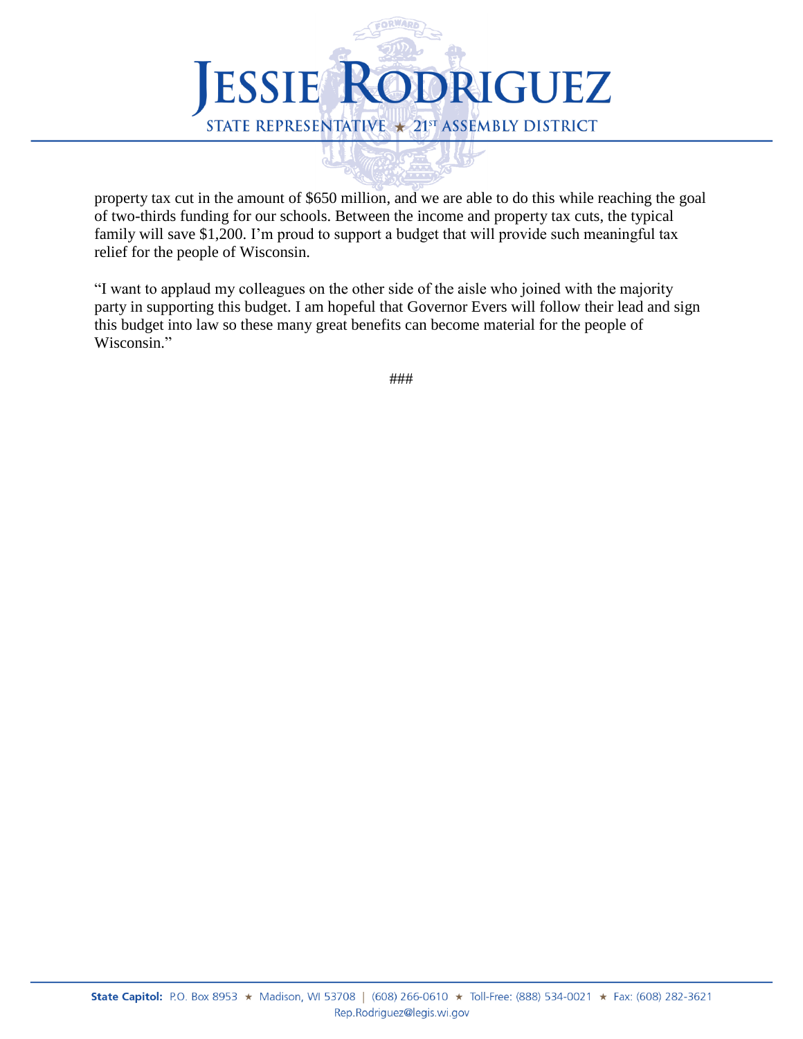property tax cut in the amount of $650 million, and we are able to do this while reaching the goal of two-thirds funding for our schools. Between the income and property tax cuts, the typical family will save $1,200. I'm proud to support a budget that will provide such meaningful tax relief for the people of Wisconsin.

"I want to applaud my colleagues on the other side of the aisle who joined with the majority party in supporting this budget. I am hopeful that Governor Evers will follow their lead and sign this budget into law so these many great benefits can become material for the people of Wisconsin."

###